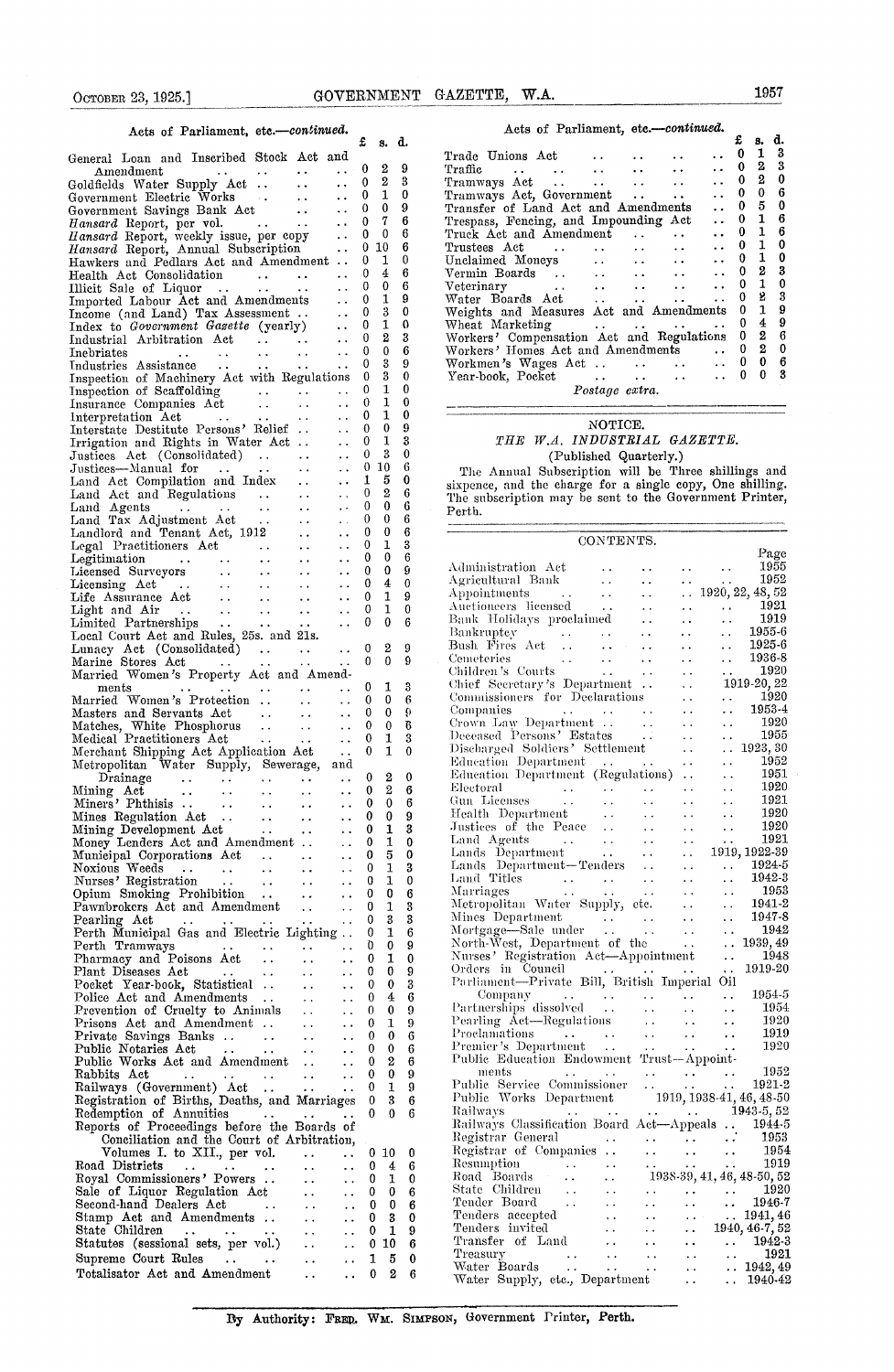Acts of Parliament, etc.—*continued.*

| | £ | s. | d. |
|---|---|---|---|
| General Loan and Inscribed Stock Act and Amendment | 0 | 2 | 9 |
| Goldfields Water Supply Act | 0 | 2 | 3 |
| Government Electric Works | 0 | 1 | 0 |
| Government Savings Bank Act | 0 | 0 | 9 |
| *Hansard* Report, per vol. | 0 | 7 | 6 |
| *Hansard* Report, weekly issue, per copy | 0 | 0 | 6 |
| *Hansard* Report, Annual Subscription | 0 | 10 | 6 |
| Hawkers and Pedlars Act and Amendment | 0 | 1 | 0 |
| Health Act Consolidation | 0 | 4 | 6 |
| Illicit Sale of Liquor | 0 | 0 | 6 |
| Imported Labour Act and Amendments | 0 | 1 | 9 |
| Income (and Land) Tax Assessment | 0 | 3 | 0 |
| Index to *Government Gazette* (yearly) | 0 | 1 | 0 |
| Industrial Arbitration Act | 0 | 2 | 3 |
| Inebriates | 0 | 0 | 6 |
| Industries Assistance | 0 | 3 | 9 |
| Inspection of Machinery Act with Regulations | 0 | 3 | 0 |
| Inspection of Scaffolding | 0 | 1 | 0 |
| Insurance Companies Act | 0 | 1 | 0 |
| Interpretation Act | 0 | 1 | 0 |
| Interstate Destitute Persons' Relief | 0 | 0 | 9 |
| Irrigation and Rights in Water Act | 0 | 1 | 3 |
| Justices Act (Consolidated) | 0 | 3 | 0 |
| Justices—Manual for | 0 | 10 | 6 |
| Land Act Compilation and Index | 1 | 5 | 0 |
| Land Act and Regulations | 0 | 2 | 6 |
| Land Agents | 0 | 0 | 6 |
| Land Tax Adjustment Act | 0 | 0 | 6 |
| Landlord and Tenant Act, 1912 | 0 | 0 | 6 |
| Legal Practitioners Act | 0 | 1 | 3 |
| Legitimation | 0 | 0 | 6 |
| Licensed Surveyors | 0 | 0 | 9 |
| Licensing Act | 0 | 4 | 0 |
| Life Assurance Act | 0 | 1 | 9 |
| Light and Air | 0 | 1 | 0 |
| Limited Partnerships | 0 | 0 | 6 |
| Local Court Act and Rules, 25s. and 21s. | | | |
| Lunacy Act (Consolidated) | 0 | 2 | 9 |
| Marine Stores Act | 0 | 0 | 9 |
| Married Women's Property Act and Amendments | 0 | 1 | 3 |
| Married Women's Protection | 0 | 0 | 6 |
| Masters and Servants Act | 0 | 0 | 9 |
| Matches, White Phosphorus | 0 | 0 | 6 |
| Medical Practitioners Act | 0 | 1 | 3 |
| Merchant Shipping Act Application Act | 0 | 1 | 0 |
| Metropolitan Water Supply, Sewerage, and Drainage | 0 | 2 | 0 |
| Mining Act | 0 | 2 | 6 |
| Miners' Phthisis | 0 | 0 | 6 |
| Mines Regulation Act | 0 | 0 | 9 |
| Mining Development Act | 0 | 1 | 3 |
| Money Lenders Act and Amendment | 0 | 1 | 0 |
| Municipal Corporations Act | 0 | 5 | 0 |
| Noxious Weeds | 0 | 1 | 3 |
| Nurses' Registration | 0 | 1 | 0 |
| Opium Smoking Prohibition | 0 | 0 | 6 |
| Pawnbrokers Act and Amendment | 0 | 1 | 3 |
| Pearling Act | 0 | 3 | 3 |
| Perth Municipal Gas and Electric Lighting | 0 | 1 | 6 |
| Perth Tramways | 0 | 0 | 9 |
| Pharmacy and Poisons Act | 0 | 1 | 0 |
| Plant Diseases Act | 0 | 0 | 9 |
| Pocket Year-book, Statistical | 0 | 0 | 3 |
| Police Act and Amendments | 0 | 4 | 6 |
| Prevention of Cruelty to Animals | 0 | 0 | 9 |
| Prisons Act and Amendment | 0 | 1 | 9 |
| Private Savings Banks | 0 | 0 | 6 |
| Public Notaries Act | 0 | 0 | 6 |
| Public Works Act and Amendment | 0 | 2 | 6 |
| Rabbits Act | 0 | 0 | 9 |
| Railways (Government) Act | 0 | 1 | 9 |
| Registration of Births, Deaths, and Marriages | 0 | 3 | 6 |
| Redemption of Annuities | 0 | 0 | 6 |
| Reports of Proceedings before the Boards of Conciliation and the Court of Arbitration, Volumes I. to XII., per vol. | 0 | 10 | 0 |
| Road Districts | 0 | 4 | 6 |
| Royal Commissioners' Powers | 0 | 1 | 0 |
| Sale of Liquor Regulation Act | 0 | 0 | 6 |
| Second-hand Dealers Act | 0 | 0 | 6 |
| Stamp Act and Amendments | 0 | 3 | 0 |
| State Children | 0 | 1 | 9 |
| Statutes (sessional sets, per vol.) | 0 | 10 | 6 |
| Supreme Court Rules | 1 | 5 | 0 |
| Totalisator Act and Amendment | 0 | 2 | 6 |
| Trade Unions Act | 0 | 1 | 3 |
| Traffic | 0 | 2 | 3 |
| Tramways Act | 0 | 2 | 0 |
| Tramways Act, Government | 0 | 0 | 6 |
| Transfer of Land Act and Amendments | 0 | 5 | 0 |
| Trespass, Fencing, and Impounding Act | 0 | 1 | 6 |
| Truck Act and Amendment | 0 | 1 | 6 |
| Trustees Act | 0 | 1 | 0 |
| Unclaimed Moneys | 0 | 1 | 0 |
| Vermin Boards | 0 | 2 | 3 |
| Veterinary | 0 | 1 | 0 |
| Water Boards Act | 0 | 2 | 3 |
| Weights and Measures Act and Amendments | 0 | 1 | 9 |
| Wheat Marketing | 0 | 4 | 9 |
| Workers' Compensation Act and Regulations | 0 | 2 | 6 |
| Workers' Homes Act and Amendments | 0 | 2 | 0 |
| Workmen's Wages Act | 0 | 0 | 6 |
| Year-book, Pocket | 0 | 0 | 3 |

*Postage extra.*

## NOTICE.

### *THE W.A. INDUSTRIAL GAZETTE.*

(Published Quarterly.)

The Annual Subscription will be Three shillings and sixpence, and the charge for a single copy, One shilling. The subscription may be sent to the Government Printer, Perth.

## CONTENTS.

| | Page |
|---|---|
| Administration Act | 1955 |
| Agricultural Bank | 1952 |
| Appointments | 1920, 22, 48, 52 |
| Auctioneers licensed | 1921 |
| Bank Holidays proclaimed | 1919 |
| Bankruptcy | 1955-6 |
| Bush Fires Act | 1925-6 |
| Cemeteries | 1936-8 |
| Children's Courts | 1920 |
| Chief Secretary's Department | 1919-20, 22 |
| Commissioners for Declarations | 1920 |
| Companies | 1953-4 |
| Crown Law Department | 1920 |
| Deceased Persons' Estates | 1955 |
| Discharged Soldiers' Settlement | 1923, 30 |
| Education Department | 1952 |
| Education Department (Regulations) | 1951 |
| Electoral | 1920 |
| Gun Licenses | 1921 |
| Health Department | 1920 |
| Justices of the Peace | 1920 |
| Land Agents | 1921 |
| Lands Department | 1919, 1922-39 |
| Lands Department—Tenders | 1924-5 |
| Land Titles | 1942-3 |
| Marriages | 1953 |
| Metropolitan Water Supply, etc. | 1941-2 |
| Mines Department | 1947-8 |
| Mortgage—Sale under | 1942 |
| North-West, Department of the | 1939, 49 |
| Nurses' Registration Act—Appointment | 1948 |
| Orders in Council | 1919-20 |
| Parliament—Private Bill, British Imperial Oil Company | 1954-5 |
| Partnerships dissolved | 1954 |
| Pearling Act—Regulations | 1920 |
| Proclamations | 1919 |
| Premier's Department | 1920 |
| Public Education Endowment Trust—Appointments | 1952 |
| Public Service Commissioner | 1921-2 |
| Public Works Department | 1919, 1938-41, 46, 48-50 |
| Railways | 1943-5, 52 |
| Railways Classification Board Act—Appeals | 1944-5 |
| Registrar General | 1953 |
| Registrar of Companies | 1954 |
| Resumption | 1919 |
| Road Boards | 1938-39, 41, 46, 48-50, 52 |
| State Children | 1920 |
| Tender Board | 1946-7 |
| Tenders accepted | 1941, 46 |
| Tenders invited | 1940, 46-7, 52 |
| Transfer of Land | 1942-3 |
| Treasury | 1921 |
| Water Boards | 1942, 49 |
| Water Supply, etc., Department | 1940-42 |

By Authority: FRED. WM. SIMPSON, Government Printer, Perth.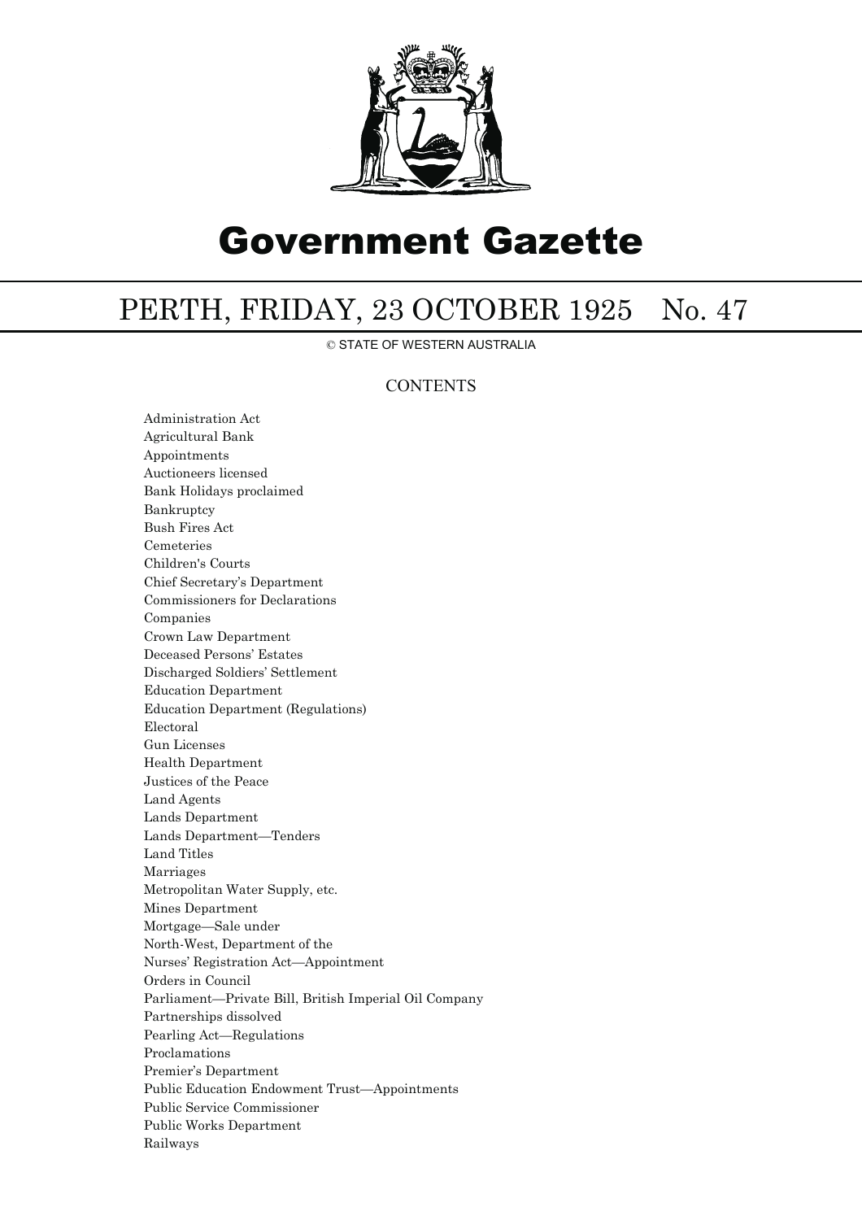# Government Gazette

## PERTH, FRIDAY, 23 OCTOBER 1925 No. 47

© STATE OF WESTERN AUSTRALIA

### CONTENTS

Administration Act
Agricultural Bank
Appointments
Auctioneers licensed
Bank Holidays proclaimed
Bankruptcy
Bush Fires Act
Cemeteries
Children's Courts
Chief Secretary's Department
Commissioners for Declarations
Companies
Crown Law Department
Deceased Persons' Estates
Discharged Soldiers' Settlement
Education Department
Education Department (Regulations)
Electoral
Gun Licenses
Health Department
Justices of the Peace
Land Agents
Lands Department
Lands Department—Tenders
Land Titles
Marriages
Metropolitan Water Supply, etc.
Mines Department
Mortgage—Sale under
North-West, Department of the
Nurses' Registration Act—Appointment
Orders in Council
Parliament—Private Bill, British Imperial Oil Company
Partnerships dissolved
Pearling Act—Regulations
Proclamations
Premier's Department
Public Education Endowment Trust—Appointments
Public Service Commissioner
Public Works Department
Railways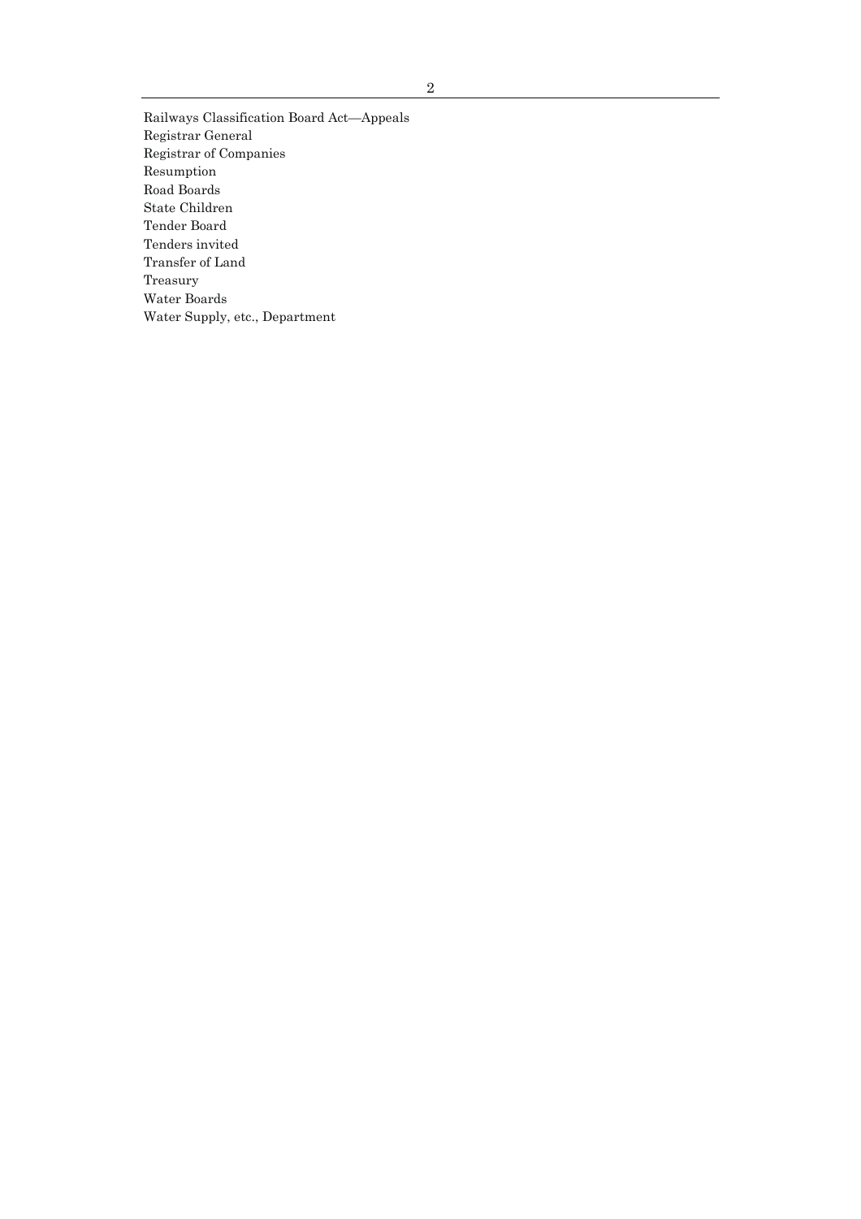Railways Classification Board Act—Appeals
Registrar General
Registrar of Companies
Resumption
Road Boards
State Children
Tender Board
Tenders invited
Transfer of Land
Treasury
Water Boards
Water Supply, etc., Department